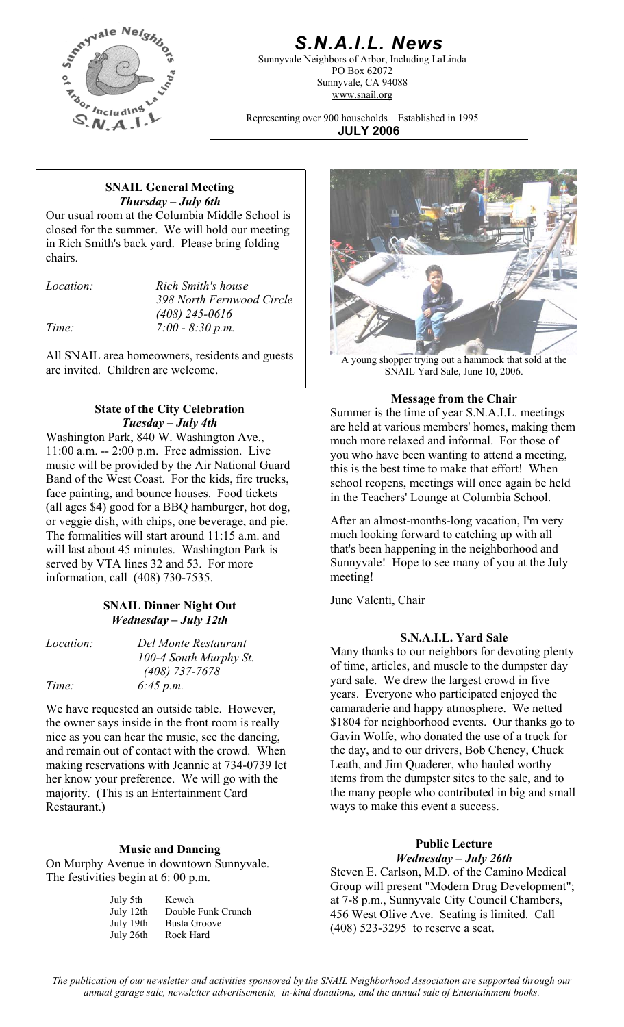# S.N.A.I.L. News

Sunnyvale Neighbors of Arbor, Including LaLinda
PO Box 62072
Sunnyvale, CA 94088
www.snail.org

Representing over 900 households Established in 1995

**JULY 2006**

## SNAIL General Meeting
***Thursday – July 6th***

Our usual room at the Columbia Middle School is closed for the summer. We will hold our meeting in Rich Smith's back yard. Please bring folding chairs.

*Location:* *Rich Smith's house*
*398 North Fernwood Circle*
*(408) 245-0616*

*Time:* *7:00 - 8:30 p.m.*

All SNAIL area homeowners, residents and guests are invited. Children are welcome.

A young shopper trying out a hammock that sold at the SNAIL Yard Sale, June 10, 2006.

## State of the City Celebration
***Tuesday – July 4th***

Washington Park, 840 W. Washington Ave., 11:00 a.m. -- 2:00 p.m. Free admission. Live music will be provided by the Air National Guard Band of the West Coast. For the kids, fire trucks, face painting, and bounce houses. Food tickets (all ages $4) good for a BBQ hamburger, hot dog, or veggie dish, with chips, one beverage, and pie. The formalities will start around 11:15 a.m. and will last about 45 minutes. Washington Park is served by VTA lines 32 and 53. For more information, call (408) 730-7535.

## SNAIL Dinner Night Out
***Wednesday – July 12th***

*Location:* *Del Monte Restaurant*
*100-4 South Murphy St.*
*(408) 737-7678*

*Time:* *6:45 p.m.*

We have requested an outside table. However, the owner says inside in the front room is really nice as you can hear the music, see the dancing, and remain out of contact with the crowd. When making reservations with Jeannie at 734-0739 let her know your preference. We will go with the majority. (This is an Entertainment Card Restaurant.)

## Music and Dancing

On Murphy Avenue in downtown Sunnyvale. The festivities begin at 6: 00 p.m.

| | |
|---|---|
| July 5th | Keweh |
| July 12th | Double Funk Crunch |
| July 19th | Busta Groove |
| July 26th | Rock Hard |

## Message from the Chair

Summer is the time of year S.N.A.I.L. meetings are held at various members' homes, making them much more relaxed and informal. For those of you who have been wanting to attend a meeting, this is the best time to make that effort! When school reopens, meetings will once again be held in the Teachers' Lounge at Columbia School.

After an almost-months-long vacation, I'm very much looking forward to catching up with all that's been happening in the neighborhood and Sunnyvale! Hope to see many of you at the July meeting!

June Valenti, Chair

## S.N.A.I.L. Yard Sale

Many thanks to our neighbors for devoting plenty of time, articles, and muscle to the dumpster day yard sale. We drew the largest crowd in five years. Everyone who participated enjoyed the camaraderie and happy atmosphere. We netted $1804 for neighborhood events. Our thanks go to Gavin Wolfe, who donated the use of a truck for the day, and to our drivers, Bob Cheney, Chuck Leath, and Jim Quaderer, who hauled worthy items from the dumpster sites to the sale, and to the many people who contributed in big and small ways to make this event a success.

## Public Lecture
***Wednesday – July 26th***

Steven E. Carlson, M.D. of the Camino Medical Group will present "Modern Drug Development"; at 7-8 p.m., Sunnyvale City Council Chambers, 456 West Olive Ave. Seating is limited. Call (408) 523-3295 to reserve a seat.

*The publication of our newsletter and activities sponsored by the SNAIL Neighborhood Association are supported through our annual garage sale, newsletter advertisements, in-kind donations, and the annual sale of Entertainment books.*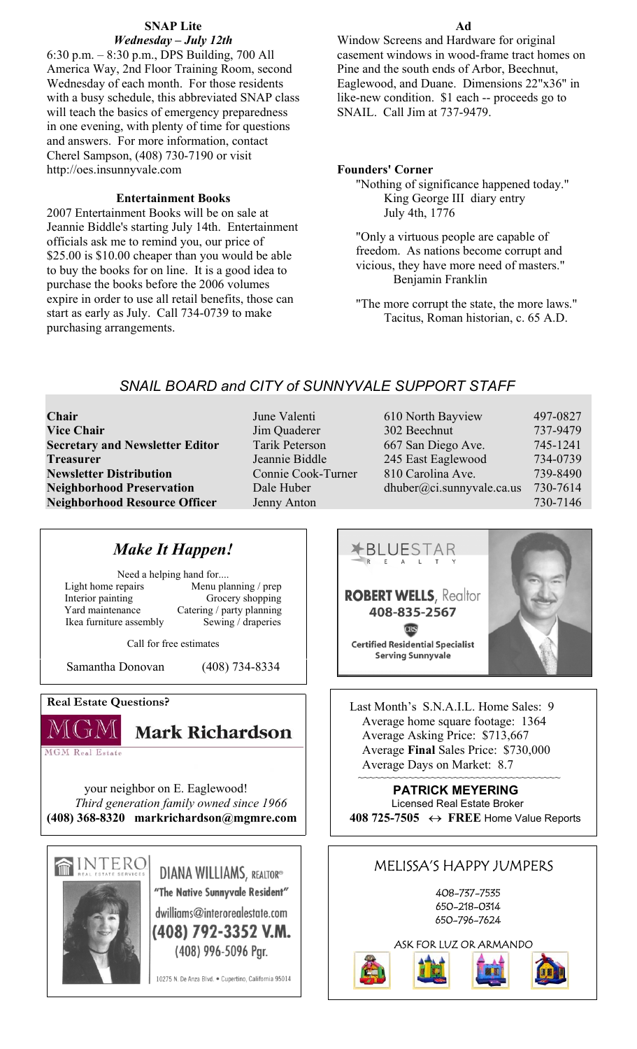**SNAP Lite**

***Wednesday – July 12th***

6:30 p.m. – 8:30 p.m., DPS Building, 700 All America Way, 2nd Floor Training Room, second Wednesday of each month. For those residents with a busy schedule, this abbreviated SNAP class will teach the basics of emergency preparedness in one evening, with plenty of time for questions and answers. For more information, contact Cherel Sampson, (408) 730-7190 or visit http://oes.insunnyvale.com

**Entertainment Books**

2007 Entertainment Books will be on sale at Jeannie Biddle's starting July 14th. Entertainment officials ask me to remind you, our price of $25.00 is $10.00 cheaper than you would be able to buy the books for on line. It is a good idea to purchase the books before the 2006 volumes expire in order to use all retail benefits, those can start as early as July. Call 734-0739 to make purchasing arrangements.

**Ad**

Window Screens and Hardware for original casement windows in wood-frame tract homes on Pine and the south ends of Arbor, Beechnut, Eaglewood, and Duane. Dimensions 22"x36" in like-new condition. $1 each -- proceeds go to SNAIL. Call Jim at 737-9479.

**Founders' Corner**

"Nothing of significance happened today."
King George III diary entry
July 4th, 1776

"Only a virtuous people are capable of freedom. As nations become corrupt and vicious, they have more need of masters."
Benjamin Franklin

"The more corrupt the state, the more laws."
Tacitus, Roman historian, c. 65 A.D.

## *SNAIL BOARD and CITY of SUNNYVALE SUPPORT STAFF*

| | | | |
|---|---|---|---|
| **Chair** | June Valenti | 610 North Bayview | 497-0827 |
| **Vice Chair** | Jim Quaderer | 302 Beechnut | 737-9479 |
| **Secretary and Newsletter Editor** | Tarik Peterson | 667 San Diego Ave. | 745-1241 |
| **Treasurer** | Jeannie Biddle | 245 East Eaglewood | 734-0739 |
| **Newsletter Distribution** | Connie Cook-Turner | 810 Carolina Ave. | 739-8490 |
| **Neighborhood Preservation** | Dale Huber | dhuber@ci.sunnyvale.ca.us | 730-7614 |
| **Neighborhood Resource Officer** | Jenny Anton | | 730-7146 |

## *Make It Happen!*

Need a helping hand for....

| | |
|---|---|
| Light home repairs | Menu planning / prep |
| Interior painting | Grocery shopping |
| Yard maintenance | Catering / party planning |
| Ikea furniture assembly | Sewing / draperies |

Call for free estimates

Samantha Donovan (408) 734-8334

BLUESTAR REALTY

**ROBERT WELLS**, Realtor
**408-835-2567**
CRS
**Certified Residential Specialist**
**Serving Sunnyvale**

**Real Estate Questions?**

MGM
MGM Real Estate
**Mark Richardson**

your neighbor on E. Eaglewood!
*Third generation family owned since 1966*
**(408) 368-8320 markrichardson@mgmre.com**

Last Month's S.N.A.I.L. Home Sales: 9
Average home square footage: 1364
Average Asking Price: $713,667
Average **Final** Sales Price: $730,000
Average Days on Market: 8.7

~~~~~~~~~~~~~~~~~~~~~~~~~~~~~~~~~~~

**PATRICK MEYERING**
Licensed Real Estate Broker
**408 725-7505** ↔ **FREE** Home Value Reports

INTERO REAL ESTATE SERVICES

DIANA WILLIAMS, REALTOR®
"The Native Sunnyvale Resident"
dwilliams@interorealestate.com
**(408) 792-3352 V.M.**
(408) 996-5096 Pgr.

10275 N. De Anza Blvd. • Cupertino, California 95014

MELISSA'S HAPPY JUMPERS

408-737-7535
650-218-0314
650-796-7624

ASK FOR LUZ OR ARMANDO